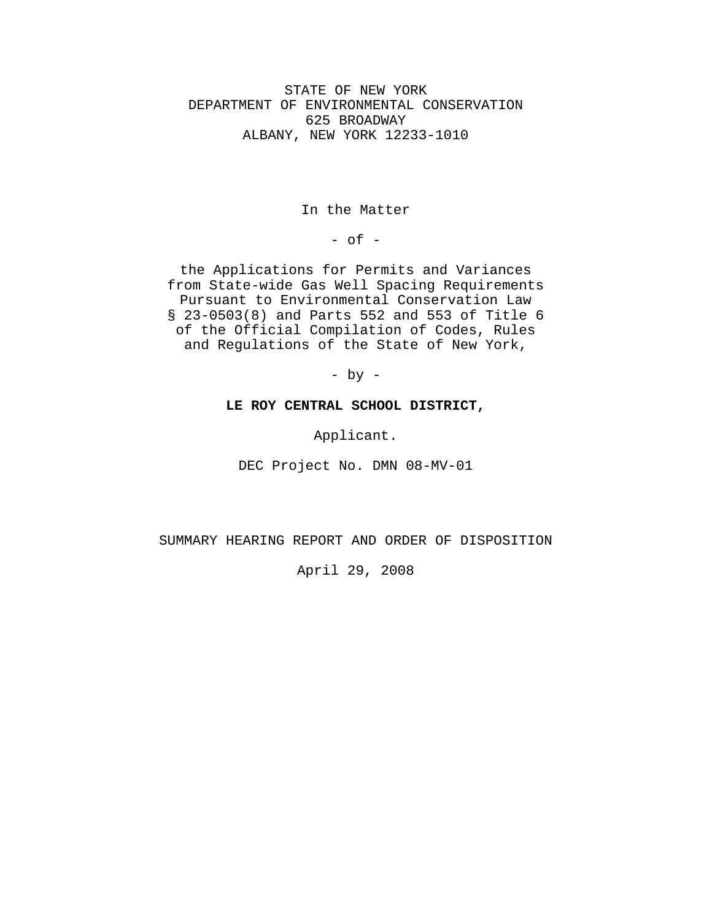STATE OF NEW YORK
DEPARTMENT OF ENVIRONMENTAL CONSERVATION
625 BROADWAY
ALBANY, NEW YORK 12233-1010

In the Matter

- of -

the Applications for Permits and Variances from State-wide Gas Well Spacing Requirements Pursuant to Environmental Conservation Law § 23-0503(8) and Parts 552 and 553 of Title 6 of the Official Compilation of Codes, Rules and Regulations of the State of New York,

- by -

**LE ROY CENTRAL SCHOOL DISTRICT,**

Applicant.

DEC Project No. DMN 08-MV-01

SUMMARY HEARING REPORT AND ORDER OF DISPOSITION

April 29, 2008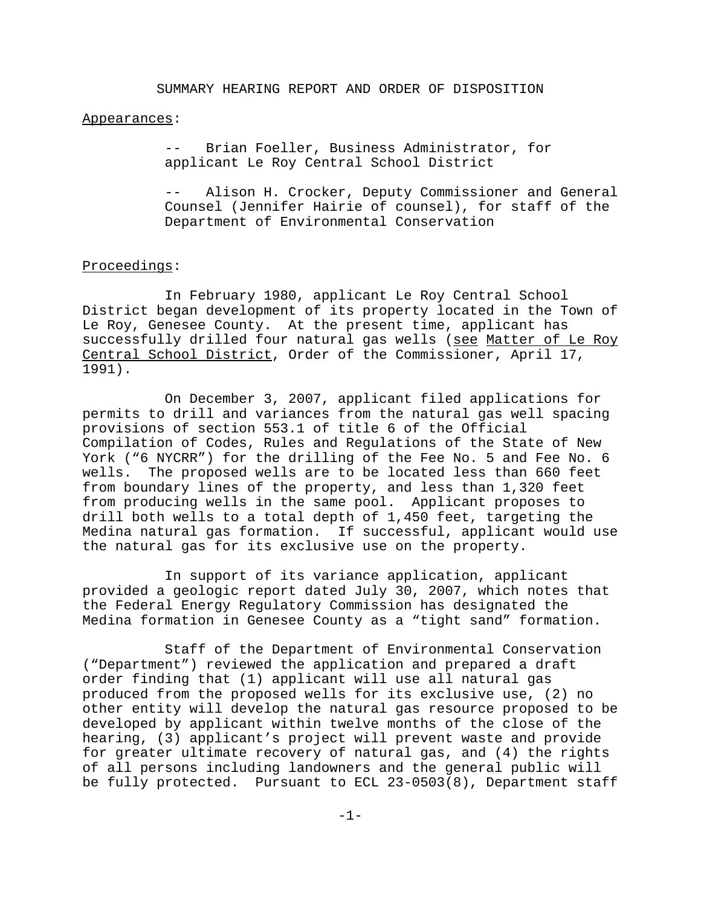SUMMARY HEARING REPORT AND ORDER OF DISPOSITION

Appearances:

> -- Brian Foeller, Business Administrator, for applicant Le Roy Central School District
>
> -- Alison H. Crocker, Deputy Commissioner and General Counsel (Jennifer Hairie of counsel), for staff of the Department of Environmental Conservation

Proceedings:

In February 1980, applicant Le Roy Central School District began development of its property located in the Town of Le Roy, Genesee County. At the present time, applicant has successfully drilled four natural gas wells (see Matter of Le Roy Central School District, Order of the Commissioner, April 17, 1991).

On December 3, 2007, applicant filed applications for permits to drill and variances from the natural gas well spacing provisions of section 553.1 of title 6 of the Official Compilation of Codes, Rules and Regulations of the State of New York ("6 NYCRR") for the drilling of the Fee No. 5 and Fee No. 6 wells. The proposed wells are to be located less than 660 feet from boundary lines of the property, and less than 1,320 feet from producing wells in the same pool. Applicant proposes to drill both wells to a total depth of 1,450 feet, targeting the Medina natural gas formation. If successful, applicant would use the natural gas for its exclusive use on the property.

In support of its variance application, applicant provided a geologic report dated July 30, 2007, which notes that the Federal Energy Regulatory Commission has designated the Medina formation in Genesee County as a "tight sand" formation.

Staff of the Department of Environmental Conservation ("Department") reviewed the application and prepared a draft order finding that (1) applicant will use all natural gas produced from the proposed wells for its exclusive use, (2) no other entity will develop the natural gas resource proposed to be developed by applicant within twelve months of the close of the hearing, (3) applicant's project will prevent waste and provide for greater ultimate recovery of natural gas, and (4) the rights of all persons including landowners and the general public will be fully protected. Pursuant to ECL 23-0503(8), Department staff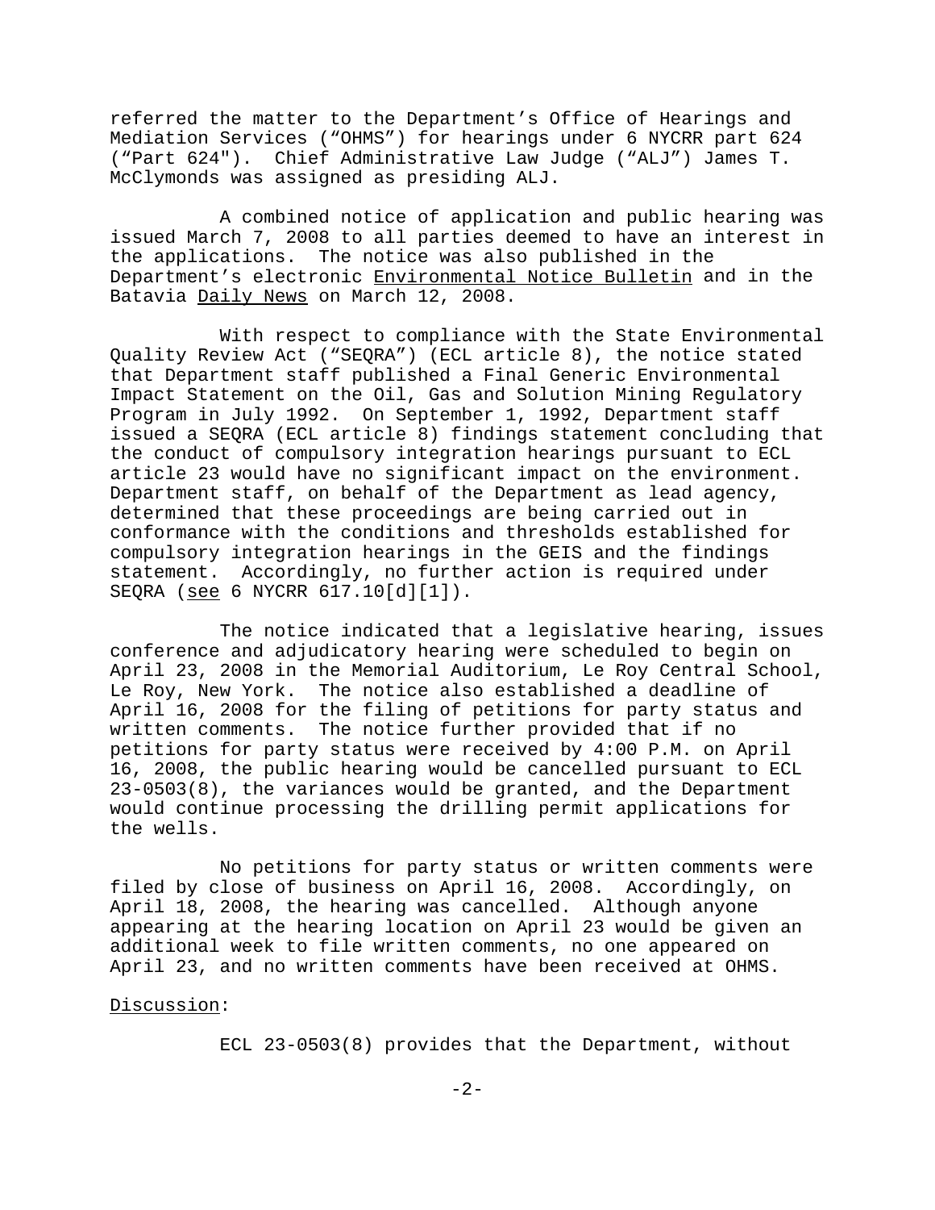referred the matter to the Department's Office of Hearings and Mediation Services ("OHMS") for hearings under 6 NYCRR part 624 ("Part 624"). Chief Administrative Law Judge ("ALJ") James T. McClymonds was assigned as presiding ALJ.

A combined notice of application and public hearing was issued March 7, 2008 to all parties deemed to have an interest in the applications. The notice was also published in the Department's electronic Environmental Notice Bulletin and in the Batavia Daily News on March 12, 2008.

With respect to compliance with the State Environmental Quality Review Act ("SEQRA") (ECL article 8), the notice stated that Department staff published a Final Generic Environmental Impact Statement on the Oil, Gas and Solution Mining Regulatory Program in July 1992. On September 1, 1992, Department staff issued a SEQRA (ECL article 8) findings statement concluding that the conduct of compulsory integration hearings pursuant to ECL article 23 would have no significant impact on the environment. Department staff, on behalf of the Department as lead agency, determined that these proceedings are being carried out in conformance with the conditions and thresholds established for compulsory integration hearings in the GEIS and the findings statement. Accordingly, no further action is required under SEQRA (see 6 NYCRR 617.10[d][1]).

The notice indicated that a legislative hearing, issues conference and adjudicatory hearing were scheduled to begin on April 23, 2008 in the Memorial Auditorium, Le Roy Central School, Le Roy, New York. The notice also established a deadline of April 16, 2008 for the filing of petitions for party status and written comments. The notice further provided that if no petitions for party status were received by 4:00 P.M. on April 16, 2008, the public hearing would be cancelled pursuant to ECL 23-0503(8), the variances would be granted, and the Department would continue processing the drilling permit applications for the wells.

No petitions for party status or written comments were filed by close of business on April 16, 2008. Accordingly, on April 18, 2008, the hearing was cancelled. Although anyone appearing at the hearing location on April 23 would be given an additional week to file written comments, no one appeared on April 23, and no written comments have been received at OHMS.

Discussion:

ECL 23-0503(8) provides that the Department, without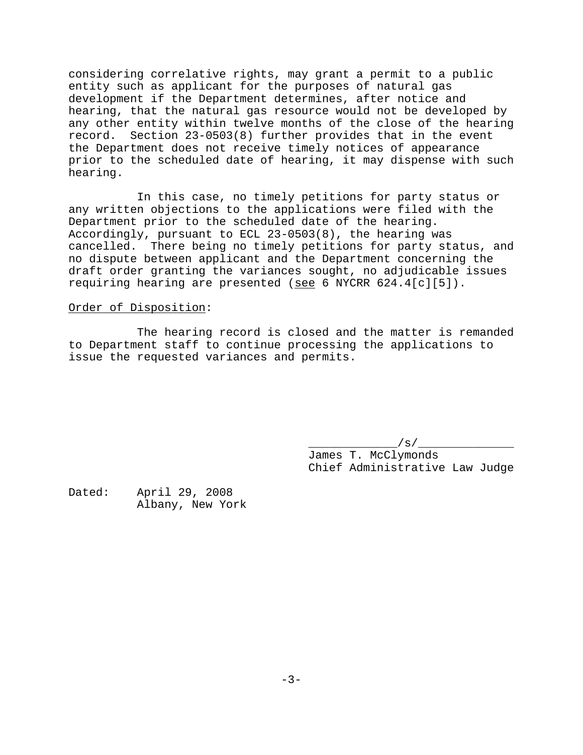considering correlative rights, may grant a permit to a public entity such as applicant for the purposes of natural gas development if the Department determines, after notice and hearing, that the natural gas resource would not be developed by any other entity within twelve months of the close of the hearing record. Section 23-0503(8) further provides that in the event the Department does not receive timely notices of appearance prior to the scheduled date of hearing, it may dispense with such hearing.

In this case, no timely petitions for party status or any written objections to the applications were filed with the Department prior to the scheduled date of the hearing. Accordingly, pursuant to ECL 23-0503(8), the hearing was cancelled. There being no timely petitions for party status, and no dispute between applicant and the Department concerning the draft order granting the variances sought, no adjudicable issues requiring hearing are presented (see 6 NYCRR 624.4[c][5]).

Order of Disposition:

The hearing record is closed and the matter is remanded to Department staff to continue processing the applications to issue the requested variances and permits.

/s/
James T. McClymonds
Chief Administrative Law Judge

Dated: April 29, 2008
Albany, New York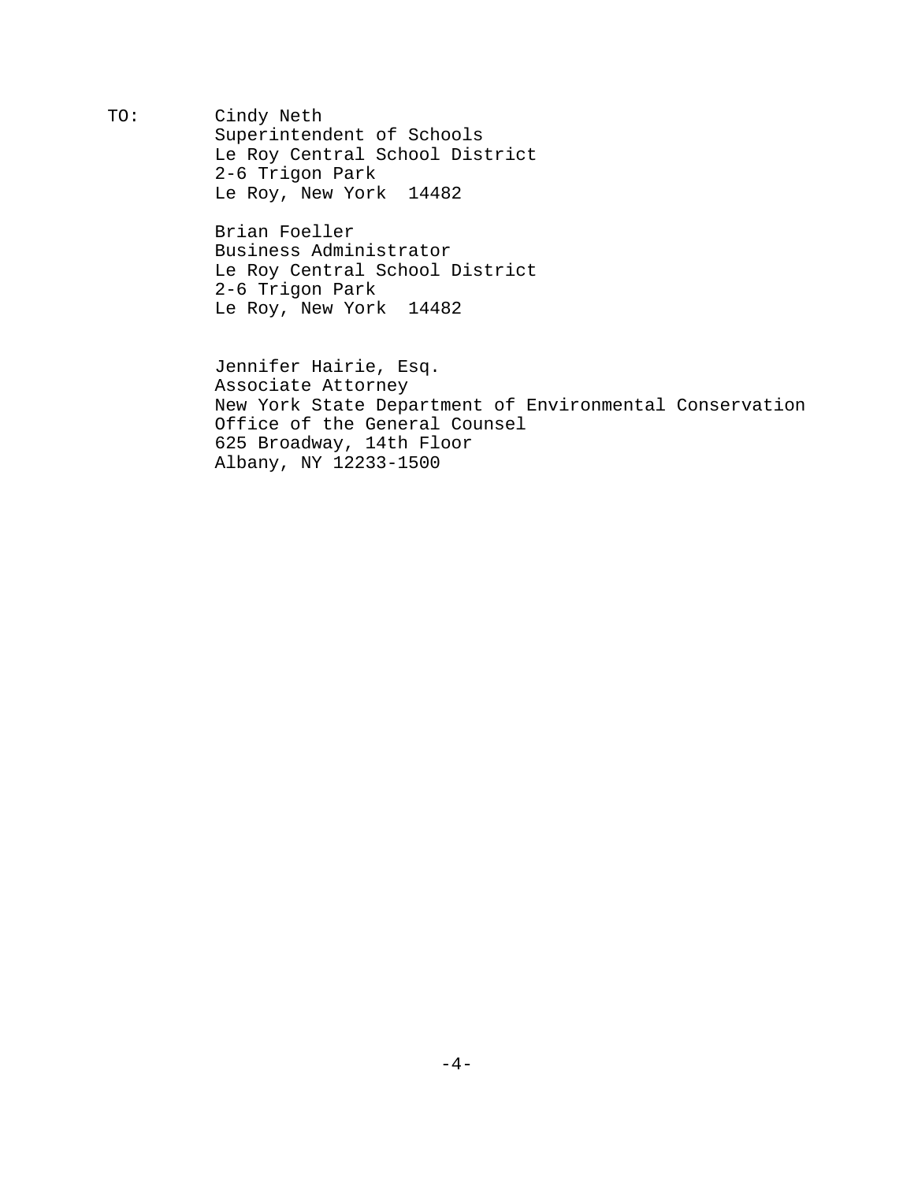TO: Cindy Neth
Superintendent of Schools
Le Roy Central School District
2-6 Trigon Park
Le Roy, New York 14482

Brian Foeller
Business Administrator
Le Roy Central School District
2-6 Trigon Park
Le Roy, New York 14482

Jennifer Hairie, Esq.
Associate Attorney
New York State Department of Environmental Conservation
Office of the General Counsel
625 Broadway, 14th Floor
Albany, NY 12233-1500